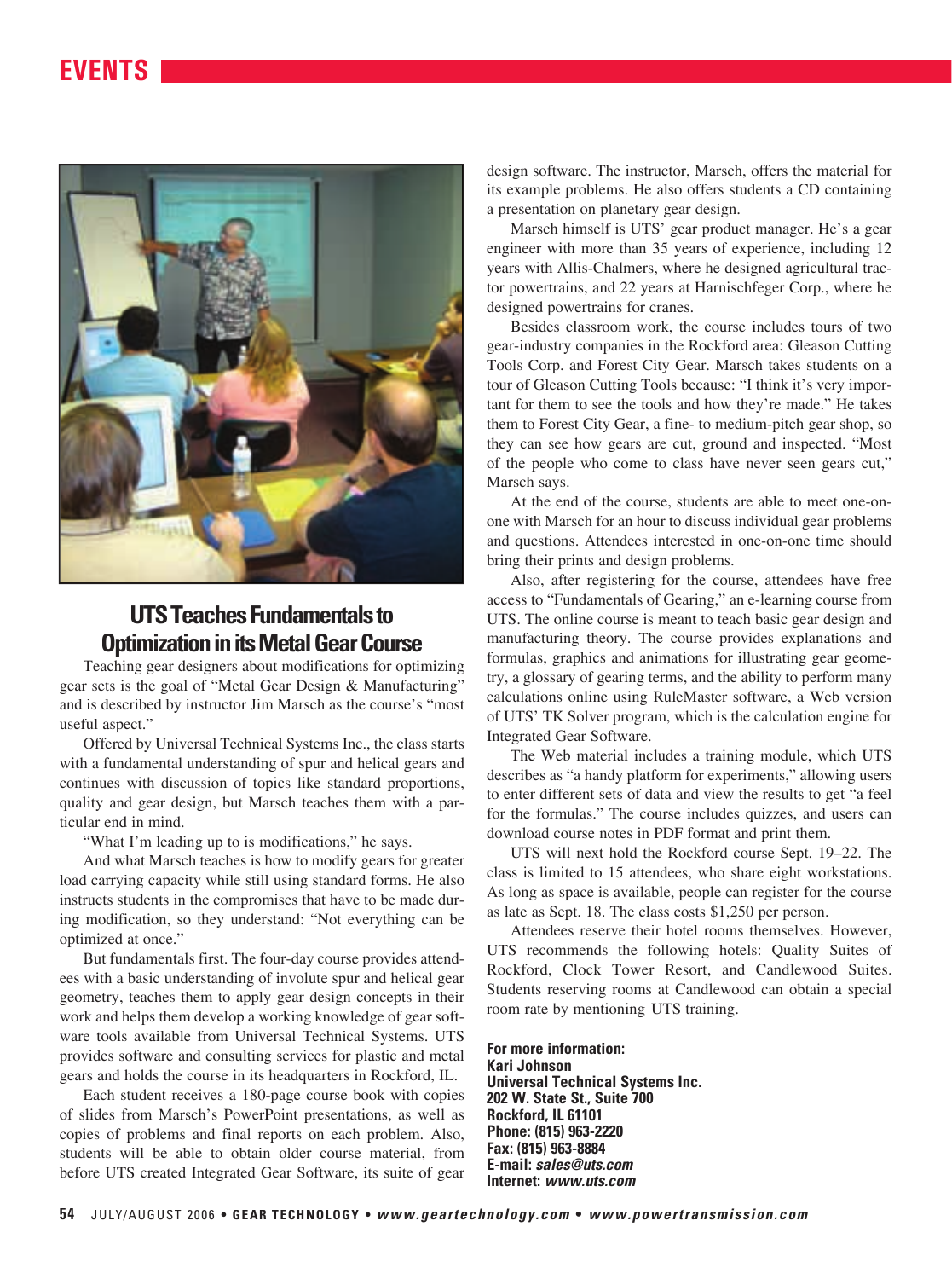## UTS Teaches Fundamentals to Optimization in its Metal Gear Course

Teaching gear designers about modifications for optimizing gear sets is the goal of "Metal Gear Design & Manufacturing" and is described by instructor Jim Marsch as the course's "most useful aspect."

Offered by Universal Technical Systems Inc., the class starts with a fundamental understanding of spur and helical gears and continues with discussion of topics like standard proportions, quality and gear design, but Marsch teaches them with a particular end in mind.

"What I'm leading up to is modifications," he says.

And what Marsch teaches is how to modify gears for greater load carrying capacity while still using standard forms. He also instructs students in the compromises that have to be made during modification, so they understand: "Not everything can be optimized at once."

But fundamentals first. The four-day course provides attendees with a basic understanding of involute spur and helical gear geometry, teaches them to apply gear design concepts in their work and helps them develop a working knowledge of gear software tools available from Universal Technical Systems. UTS provides software and consulting services for plastic and metal gears and holds the course in its headquarters in Rockford, IL.

Each student receives a 180-page course book with copies of slides from Marsch's PowerPoint presentations, as well as copies of problems and final reports on each problem. Also, students will be able to obtain older course material, from before UTS created Integrated Gear Software, its suite of gear design software. The instructor, Marsch, offers the material for its example problems. He also offers students a CD containing a presentation on planetary gear design.

Marsch himself is UTS' gear product manager. He's a gear engineer with more than 35 years of experience, including 12 years with Allis-Chalmers, where he designed agricultural tractor powertrains, and 22 years at Harnischfeger Corp., where he designed powertrains for cranes.

Besides classroom work, the course includes tours of two gear-industry companies in the Rockford area: Gleason Cutting Tools Corp. and Forest City Gear. Marsch takes students on a tour of Gleason Cutting Tools because: "I think it's very important for them to see the tools and how they're made." He takes them to Forest City Gear, a fine- to medium-pitch gear shop, so they can see how gears are cut, ground and inspected. "Most of the people who come to class have never seen gears cut," Marsch says.

At the end of the course, students are able to meet one-on-one with Marsch for an hour to discuss individual gear problems and questions. Attendees interested in one-on-one time should bring their prints and design problems.

Also, after registering for the course, attendees have free access to "Fundamentals of Gearing," an e-learning course from UTS. The online course is meant to teach basic gear design and manufacturing theory. The course provides explanations and formulas, graphics and animations for illustrating gear geometry, a glossary of gearing terms, and the ability to perform many calculations online using RuleMaster software, a Web version of UTS' TK Solver program, which is the calculation engine for Integrated Gear Software.

The Web material includes a training module, which UTS describes as "a handy platform for experiments," allowing users to enter different sets of data and view the results to get "a feel for the formulas." The course includes quizzes, and users can download course notes in PDF format and print them.

UTS will next hold the Rockford course Sept. 19–22. The class is limited to 15 attendees, who share eight workstations. As long as space is available, people can register for the course as late as Sept. 18. The class costs $1,250 per person.

Attendees reserve their hotel rooms themselves. However, UTS recommends the following hotels: Quality Suites of Rockford, Clock Tower Resort, and Candlewood Suites. Students reserving rooms at Candlewood can obtain a special room rate by mentioning UTS training.

**For more information:**
**Kari Johnson**
**Universal Technical Systems Inc.**
**202 W. State St., Suite 700**
**Rockford, IL 61101**
**Phone: (815) 963-2220**
**Fax: (815) 963-8884**
**E-mail:** ***sales@uts.com***
**Internet:** ***www.uts.com***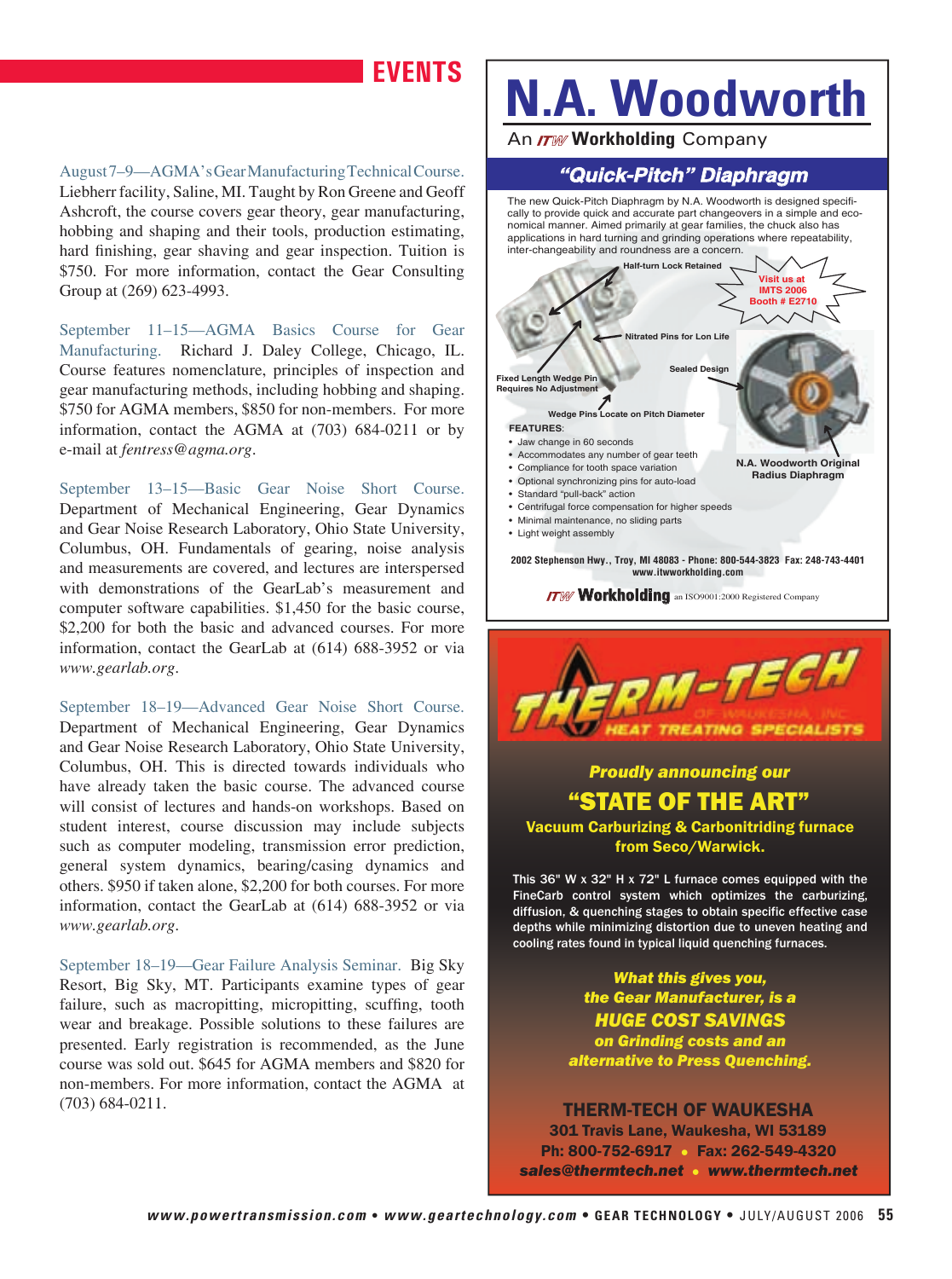# EVENTS

August 7–9—AGMA's Gear Manufacturing Technical Course. Liebherr facility, Saline, MI. Taught by Ron Greene and Geoff Ashcroft, the course covers gear theory, gear manufacturing, hobbing and shaping and their tools, production estimating, hard finishing, gear shaving and gear inspection. Tuition is $750. For more information, contact the Gear Consulting Group at (269) 623-4993.

September 11–15—AGMA Basics Course for Gear Manufacturing. Richard J. Daley College, Chicago, IL. Course features nomenclature, principles of inspection and gear manufacturing methods, including hobbing and shaping. $750 for AGMA members, $850 for non-members. For more information, contact the AGMA at (703) 684-0211 or by e-mail at *fentress@agma.org*.

September 13–15—Basic Gear Noise Short Course. Department of Mechanical Engineering, Gear Dynamics and Gear Noise Research Laboratory, Ohio State University, Columbus, OH. Fundamentals of gearing, noise analysis and measurements are covered, and lectures are interspersed with demonstrations of the GearLab's measurement and computer software capabilities. $1,450 for the basic course, $2,200 for both the basic and advanced courses. For more information, contact the GearLab at (614) 688-3952 or via *www.gearlab.org*.

September 18–19—Advanced Gear Noise Short Course. Department of Mechanical Engineering, Gear Dynamics and Gear Noise Research Laboratory, Ohio State University, Columbus, OH. This is directed towards individuals who have already taken the basic course. The advanced course will consist of lectures and hands-on workshops. Based on student interest, course discussion may include subjects such as computer modeling, transmission error prediction, general system dynamics, bearing/casing dynamics and others. $950 if taken alone, $2,200 for both courses. For more information, contact the GearLab at (614) 688-3952 or via *www.gearlab.org*.

September 18–19—Gear Failure Analysis Seminar. Big Sky Resort, Big Sky, MT. Participants examine types of gear failure, such as macropitting, micropitting, scuffing, tooth wear and breakage. Possible solutions to these failures are presented. Early registration is recommended, as the June course was sold out. $645 for AGMA members and $820 for non-members. For more information, contact the AGMA at (703) 684-0211.

---

# N.A. Woodworth

An ITW **Workholding** Company

## "Quick-Pitch" Diaphragm

The new Quick-Pitch Diaphragm by N.A. Woodworth is designed specifically to provide quick and accurate part changeovers in a simple and economical manner. Aimed primarily at gear families, the chuck also has applications in hard turning and grinding operations where repeatability, inter-changeability and roundness are a concern.

Half-turn Lock Retained

Visit us at IMTS 2006 Booth # E2710

Nitrated Pins for Lon Life

Sealed Design

Fixed Length Wedge Pin Requires No Adjustment

Wedge Pins Locate on Pitch Diameter

**FEATURES**:

- Jaw change in 60 seconds
- Accommodates any number of gear teeth
- Compliance for tooth space variation
- Optional synchronizing pins for auto-load
- Standard "pull-back" action
- Centrifugal force compensation for higher speeds
- Minimal maintenance, no sliding parts
- Light weight assembly

N.A. Woodworth Original Radius Diaphragm

2002 Stephenson Hwy., Troy, MI 48083 - Phone: 800-544-3823 Fax: 248-743-4401
www.itwworkholding.com

ITW **Workholding** an ISO9001:2000 Registered Company

---

# THERM-TECH OF WAUKESHA, INC.

HEAT TREATING SPECIALISTS

*Proudly announcing our*

## "STATE OF THE ART"

**Vacuum Carburizing & Carbonitriding furnace from Seco/Warwick.**

This 36" W x 32" H x 72" L furnace comes equipped with the FineCarb control system which optimizes the carburizing, diffusion, & quenching stages to obtain specific effective case depths while minimizing distortion due to uneven heating and cooling rates found in typical liquid quenching furnaces.

***What this gives you, the Gear Manufacturer, is a HUGE COST SAVINGS on Grinding costs and an alternative to Press Quenching.***

**THERM-TECH OF WAUKESHA**
**301 Travis Lane, Waukesha, WI 53189**
**Ph: 800-752-6917 • Fax: 262-549-4320**
***sales@thermtech.net • www.thermtech.net***